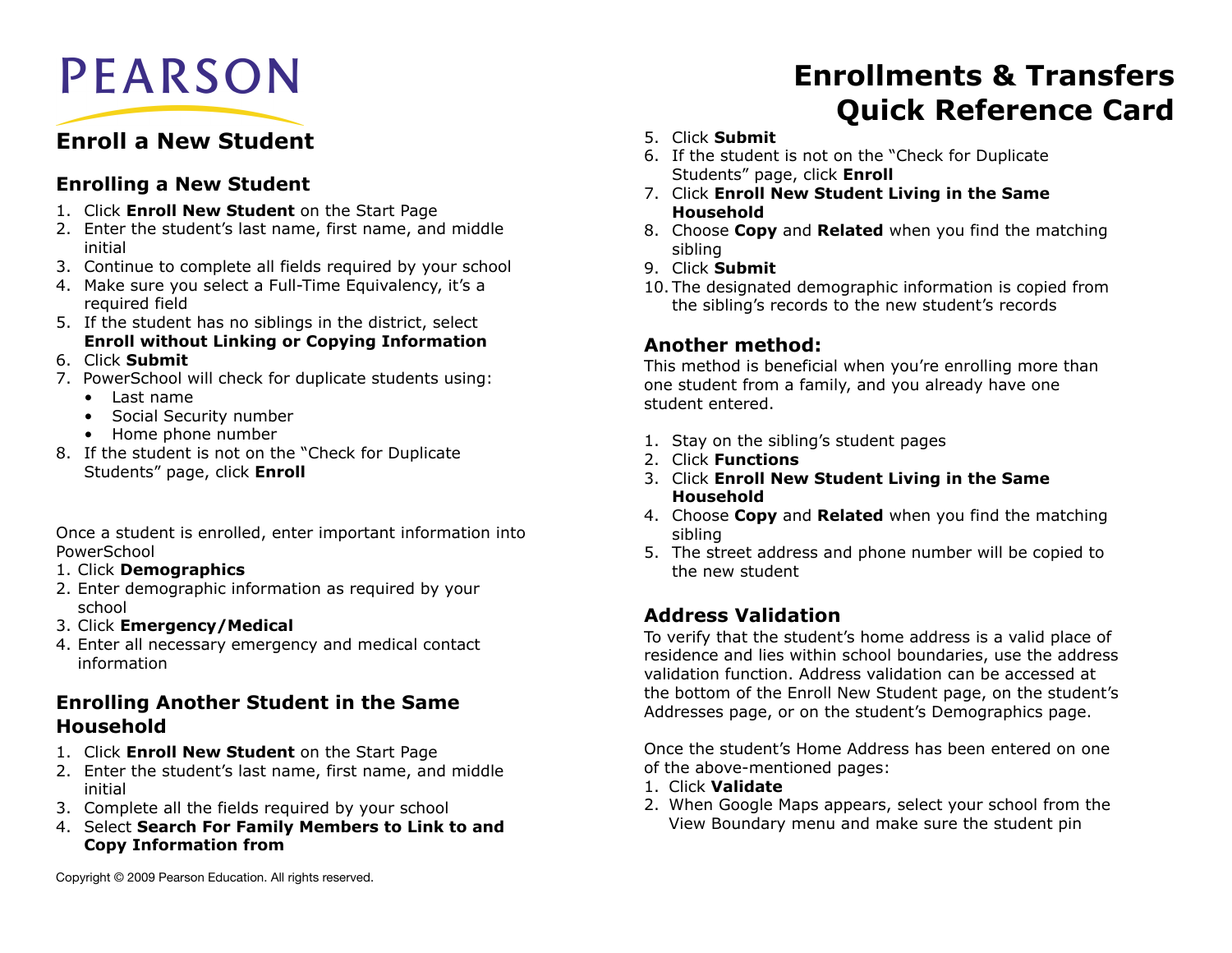# Enrollments & Transfers Quick Reference Card

PEARSON

## Enroll a New Student

### Enrolling a New Student

1. Click **Enroll New Student** on the Start Page
2. Enter the student's last name, first name, and middle initial
3. Continue to complete all fields required by your school
4. Make sure you select a Full-Time Equivalency, it's a required field
5. If the student has no siblings in the district, select **Enroll without Linking or Copying Information**
6. Click **Submit**
7. PowerSchool will check for duplicate students using:
   - Last name
   - Social Security number
   - Home phone number
8. If the student is not on the "Check for Duplicate Students" page, click **Enroll**

Once a student is enrolled, enter important information into PowerSchool

1. Click **Demographics**
2. Enter demographic information as required by your school
3. Click **Emergency/Medical**
4. Enter all necessary emergency and medical contact information

### Enrolling Another Student in the Same Household

1. Click **Enroll New Student** on the Start Page
2. Enter the student's last name, first name, and middle initial
3. Complete all the fields required by your school
4. Select **Search For Family Members to Link to and Copy Information from**
5. Click **Submit**
6. If the student is not on the "Check for Duplicate Students" page, click **Enroll**
7. Click **Enroll New Student Living in the Same Household**
8. Choose **Copy** and **Related** when you find the matching sibling
9. Click **Submit**
10. The designated demographic information is copied from the sibling's records to the new student's records

### Another method:

This method is beneficial when you're enrolling more than one student from a family, and you already have one student entered.

1. Stay on the sibling's student pages
2. Click **Functions**
3. Click **Enroll New Student Living in the Same Household**
4. Choose **Copy** and **Related** when you find the matching sibling
5. The street address and phone number will be copied to the new student

### Address Validation

To verify that the student's home address is a valid place of residence and lies within school boundaries, use the address validation function. Address validation can be accessed at the bottom of the Enroll New Student page, on the student's Addresses page, or on the student's Demographics page.

Once the student's Home Address has been entered on one of the above-mentioned pages:

1. Click **Validate**
2. When Google Maps appears, select your school from the View Boundary menu and make sure the student pin

Copyright © 2009 Pearson Education. All rights reserved.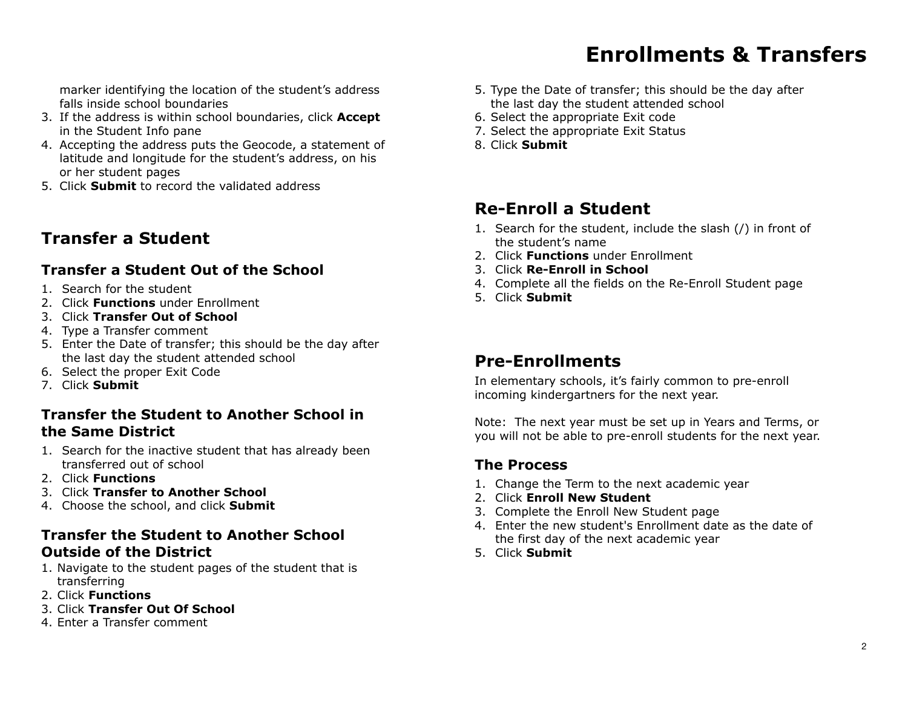# Enrollments & Transfers

marker identifying the location of the student's address falls inside school boundaries

3. If the address is within school boundaries, click **Accept** in the Student Info pane
4. Accepting the address puts the Geocode, a statement of latitude and longitude for the student's address, on his or her student pages
5. Click **Submit** to record the validated address

## Transfer a Student

### Transfer a Student Out of the School

1. Search for the student
2. Click **Functions** under Enrollment
3. Click **Transfer Out of School**
4. Type a Transfer comment
5. Enter the Date of transfer; this should be the day after the last day the student attended school
6. Select the proper Exit Code
7. Click **Submit**

### Transfer the Student to Another School in the Same District

1. Search for the inactive student that has already been transferred out of school
2. Click **Functions**
3. Click **Transfer to Another School**
4. Choose the school, and click **Submit**

### Transfer the Student to Another School Outside of the District

1. Navigate to the student pages of the student that is transferring
2. Click **Functions**
3. Click **Transfer Out Of School**
4. Enter a Transfer comment
5. Type the Date of transfer; this should be the day after the last day the student attended school
6. Select the appropriate Exit code
7. Select the appropriate Exit Status
8. Click **Submit**

## Re-Enroll a Student

1. Search for the student, include the slash (/) in front of the student's name
2. Click **Functions** under Enrollment
3. Click **Re-Enroll in School**
4. Complete all the fields on the Re-Enroll Student page
5. Click **Submit**

## Pre-Enrollments

In elementary schools, it's fairly common to pre-enroll incoming kindergartners for the next year.

Note: The next year must be set up in Years and Terms, or you will not be able to pre-enroll students for the next year.

### The Process

1. Change the Term to the next academic year
2. Click **Enroll New Student**
3. Complete the Enroll New Student page
4. Enter the new student's Enrollment date as the date of the first day of the next academic year
5. Click **Submit**